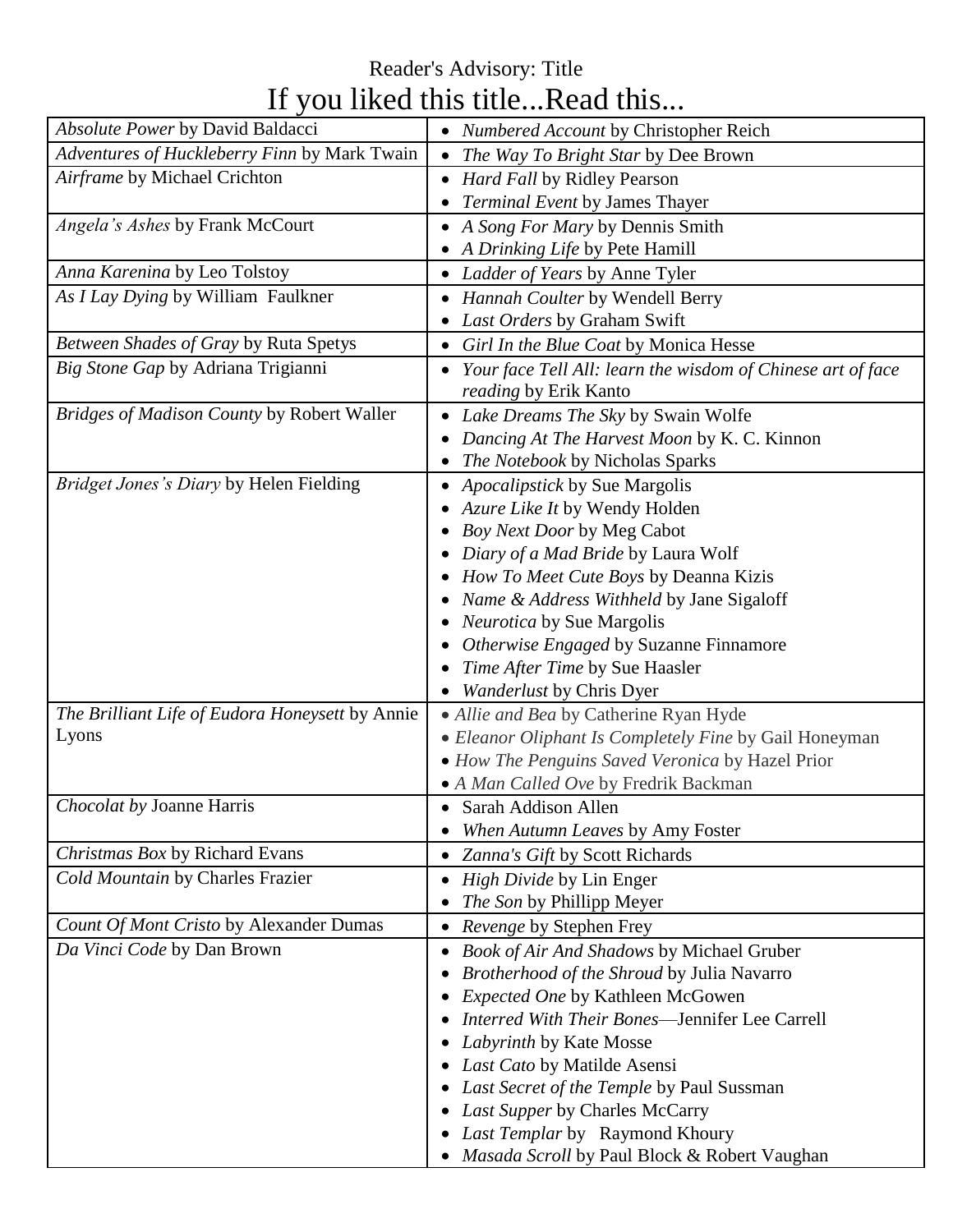Reader's Advisory: Title

# If you liked this title...Read this...

| *Absolute Power* by David Baldacci | • *Numbered Account* by Christopher Reich |
|---|---|
| *Adventures of Huckleberry Finn* by Mark Twain | • *The Way To Bright Star* by Dee Brown |
| *Airframe* by Michael Crichton | • *Hard Fall* by Ridley Pearson<br>• *Terminal Event* by James Thayer |
| *Angela's Ashes* by Frank McCourt | • *A Song For Mary* by Dennis Smith<br>• *A Drinking Life* by Pete Hamill |
| *Anna Karenina* by Leo Tolstoy | • *Ladder of Years* by Anne Tyler |
| *As I Lay Dying* by William Faulkner | • *Hannah Coulter* by Wendell Berry<br>• *Last Orders* by Graham Swift |
| *Between Shades of Gray* by Ruta Spetys | • *Girl In the Blue Coat* by Monica Hesse |
| *Big Stone Gap* by Adriana Trigianni | • *Your face Tell All: learn the wisdom of Chinese art of face reading* by Erik Kanto |
| *Bridges of Madison County* by Robert Waller | • *Lake Dreams The Sky* by Swain Wolfe<br>• *Dancing At The Harvest Moon* by K. C. Kinnon<br>• *The Notebook* by Nicholas Sparks |
| *Bridget Jones's Diary* by Helen Fielding | • *Apocalipstick* by Sue Margolis<br>• *Azure Like It* by Wendy Holden<br>• *Boy Next Door* by Meg Cabot<br>• *Diary of a Mad Bride* by Laura Wolf<br>• *How To Meet Cute Boys* by Deanna Kizis<br>• *Name & Address Withheld* by Jane Sigaloff<br>• *Neurotica* by Sue Margolis<br>• *Otherwise Engaged* by Suzanne Finnamore<br>• *Time After Time* by Sue Haasler<br>• *Wanderlust* by Chris Dyer |
| *The Brilliant Life of Eudora Honeysett* by Annie Lyons | • *Allie and Bea* by Catherine Ryan Hyde<br>• *Eleanor Oliphant Is Completely Fine* by Gail Honeyman<br>• *How The Penguins Saved Veronica* by Hazel Prior<br>• *A Man Called Ove* by Fredrik Backman |
| *Chocolat by* Joanne Harris | • Sarah Addison Allen<br>• *When Autumn Leaves* by Amy Foster |
| *Christmas Box* by Richard Evans | • *Zanna's Gift* by Scott Richards |
| *Cold Mountain* by Charles Frazier | • *High Divide* by Lin Enger<br>• *The Son* by Phillipp Meyer |
| *Count Of Mont Cristo* by Alexander Dumas | • *Revenge* by Stephen Frey |
| *Da Vinci Code* by Dan Brown | • *Book of Air And Shadows* by Michael Gruber<br>• *Brotherhood of the Shroud* by Julia Navarro<br>• *Expected One* by Kathleen McGowen<br>• *Interred With Their Bones*—Jennifer Lee Carrell<br>• *Labyrinth* by Kate Mosse<br>• *Last Cato* by Matilde Asensi<br>• *Last Secret of the Temple* by Paul Sussman<br>• *Last Supper* by Charles McCarry<br>• *Last Templar* by Raymond Khoury<br>• *Masada Scroll* by Paul Block & Robert Vaughan |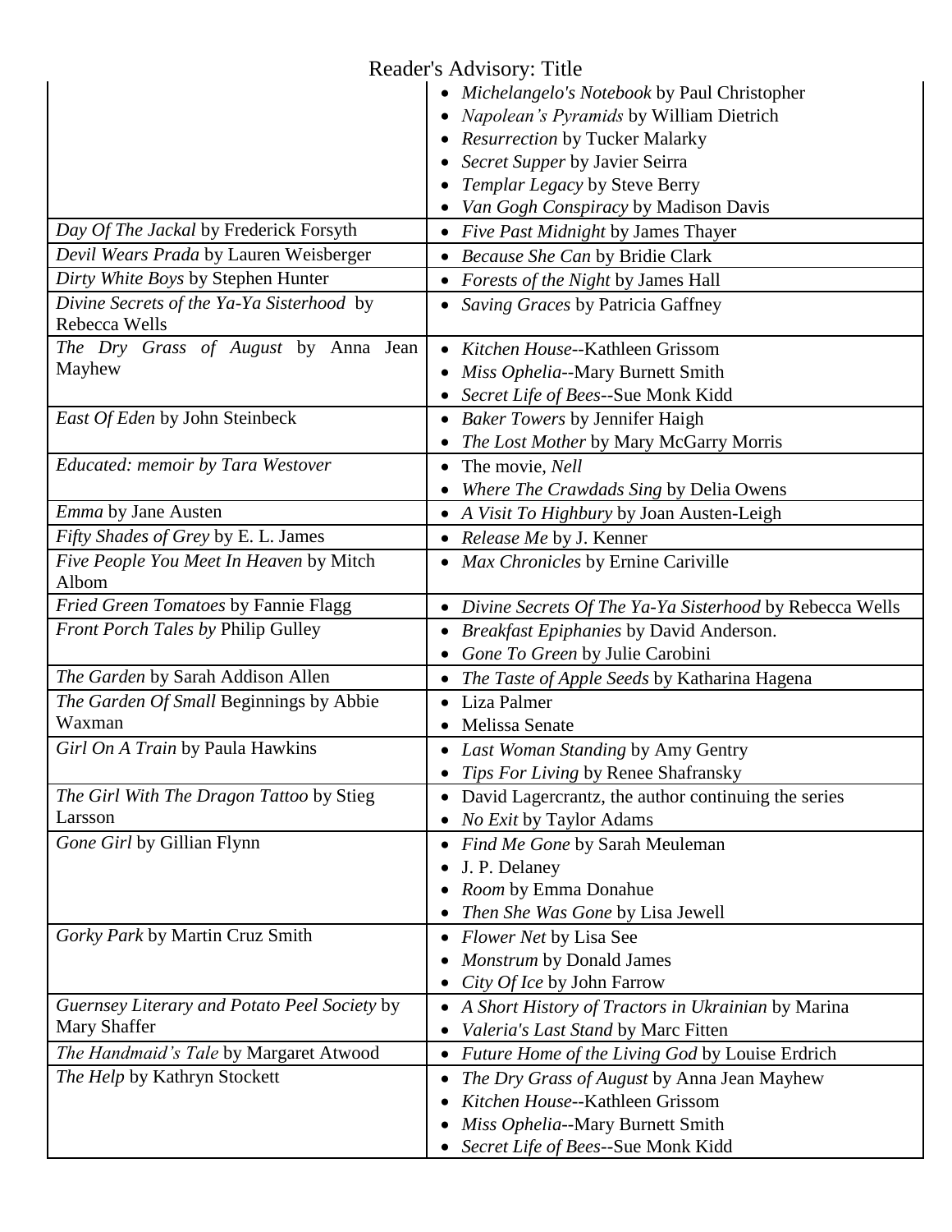| | |
|---|---|
| | • *Michelangelo's Notebook* by Paul Christopher<br>• *Napolean's Pyramids* by William Dietrich<br>• *Resurrection* by Tucker Malarky<br>• *Secret Supper* by Javier Seirra<br>• *Templar Legacy* by Steve Berry<br>• *Van Gogh Conspiracy* by Madison Davis |
| *Day Of The Jackal* by Frederick Forsyth | • *Five Past Midnight* by James Thayer |
| *Devil Wears Prada* by Lauren Weisberger | • *Because She Can* by Bridie Clark |
| *Dirty White Boys* by Stephen Hunter | • *Forests of the Night* by James Hall |
| *Divine Secrets of the Ya-Ya Sisterhood* by Rebecca Wells | • *Saving Graces* by Patricia Gaffney |
| *The Dry Grass of August* by Anna Jean Mayhew | • *Kitchen House*--Kathleen Grissom<br>• *Miss Ophelia*--Mary Burnett Smith<br>• *Secret Life of Bees*--Sue Monk Kidd |
| *East Of Eden* by John Steinbeck | • *Baker Towers* by Jennifer Haigh<br>• *The Lost Mother* by Mary McGarry Morris |
| *Educated: memoir by Tara Westover* | • The movie, *Nell*<br>• *Where The Crawdads Sing* by Delia Owens |
| *Emma* by Jane Austen | • *A Visit To Highbury* by Joan Austen-Leigh |
| *Fifty Shades of Grey* by E. L. James | • *Release Me* by J. Kenner |
| *Five People You Meet In Heaven* by Mitch Albom | • *Max Chronicles* by Ernine Cariville |
| *Fried Green Tomatoes* by Fannie Flagg | • *Divine Secrets Of The Ya-Ya Sisterhood* by Rebecca Wells |
| *Front Porch Tales by* Philip Gulley | • *Breakfast Epiphanies* by David Anderson.<br>• *Gone To Green* by Julie Carobini |
| *The Garden* by Sarah Addison Allen | • *The Taste of Apple Seeds* by Katharina Hagena |
| *The Garden Of Small* Beginnings by Abbie Waxman | • Liza Palmer<br>• Melissa Senate |
| *Girl On A Train* by Paula Hawkins | • *Last Woman Standing* by Amy Gentry<br>• *Tips For Living* by Renee Shafransky |
| *The Girl With The Dragon Tattoo* by Stieg Larsson | • David Lagercrantz, the author continuing the series<br>• *No Exit* by Taylor Adams |
| *Gone Girl* by Gillian Flynn | • *Find Me Gone* by Sarah Meuleman<br>• J. P. Delaney<br>• *Room* by Emma Donahue<br>• *Then She Was Gone* by Lisa Jewell |
| *Gorky Park* by Martin Cruz Smith | • *Flower Net* by Lisa See<br>• *Monstrum* by Donald James<br>• *City Of Ice* by John Farrow |
| *Guernsey Literary and Potato Peel Society* by Mary Shaffer | • *A Short History of Tractors in Ukrainian* by Marina<br>• *Valeria's Last Stand* by Marc Fitten |
| *The Handmaid's Tale* by Margaret Atwood | • *Future Home of the Living God* by Louise Erdrich |
| *The Help* by Kathryn Stockett | • *The Dry Grass of August* by Anna Jean Mayhew<br>• *Kitchen House*--Kathleen Grissom<br>• *Miss Ophelia*--Mary Burnett Smith<br>• *Secret Life of Bees*--Sue Monk Kidd |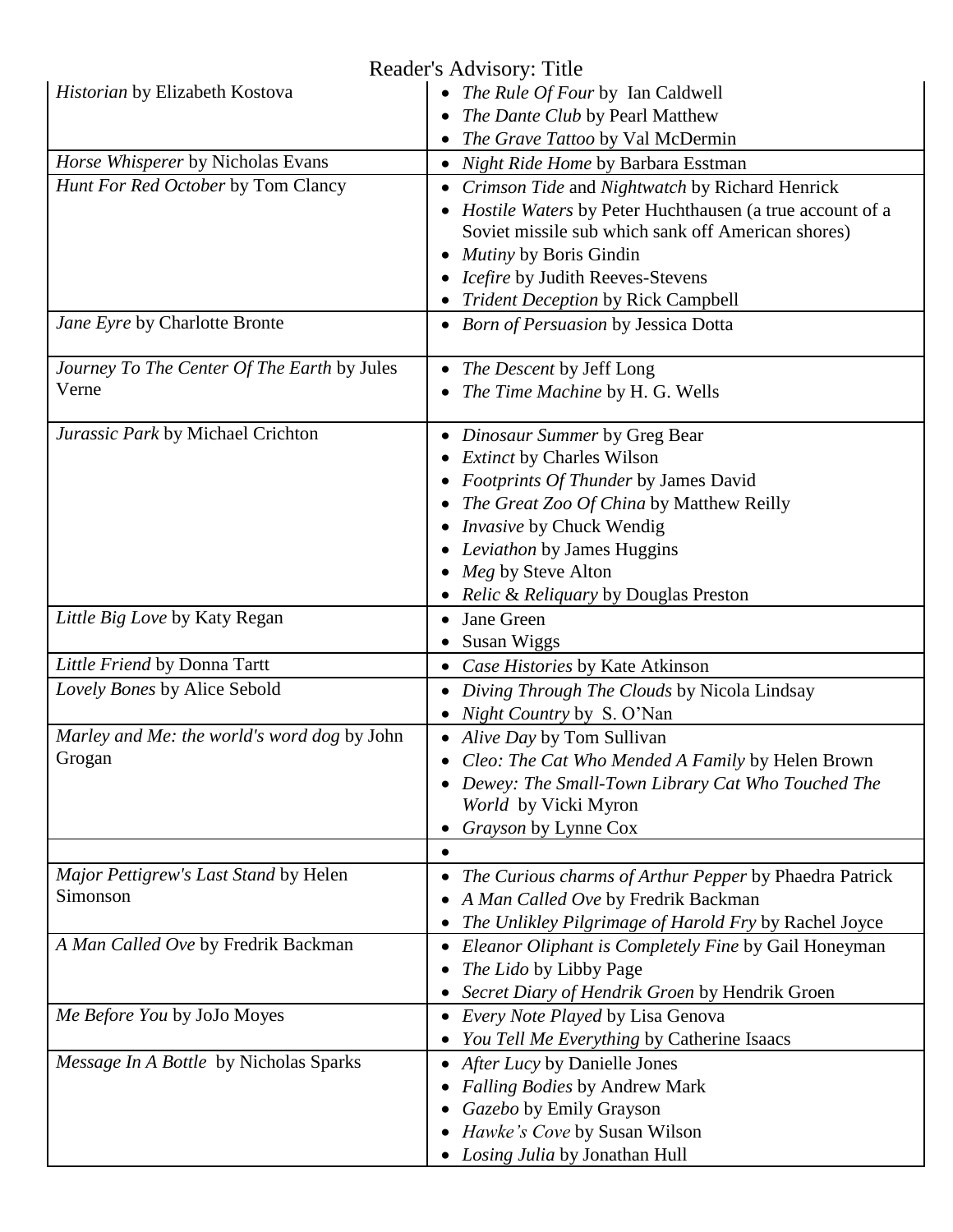# Reader's Advisory: Title

| | |
|---|---|
| *Historian* by Elizabeth Kostova | • *The Rule Of Four* by Ian Caldwell<br>• *The Dante Club* by Pearl Matthew<br>• *The Grave Tattoo* by Val McDermin |
| *Horse Whisperer* by Nicholas Evans | • *Night Ride Home* by Barbara Esstman |
| *Hunt For Red October* by Tom Clancy | • *Crimson Tide* and *Nightwatch* by Richard Henrick<br>• *Hostile Waters* by Peter Huchthausen (a true account of a Soviet missile sub which sank off American shores)<br>• *Mutiny* by Boris Gindin<br>• *Icefire* by Judith Reeves-Stevens<br>• *Trident Deception* by Rick Campbell |
| *Jane Eyre* by Charlotte Bronte | • *Born of Persuasion* by Jessica Dotta |
| *Journey To The Center Of The Earth* by Jules Verne | • *The Descent* by Jeff Long<br>• *The Time Machine* by H. G. Wells |
| *Jurassic Park* by Michael Crichton | • *Dinosaur Summer* by Greg Bear<br>• *Extinct* by Charles Wilson<br>• *Footprints Of Thunder* by James David<br>• *The Great Zoo Of China* by Matthew Reilly<br>• *Invasive* by Chuck Wendig<br>• *Leviathon* by James Huggins<br>• *Meg* by Steve Alton<br>• *Relic* & *Reliquary* by Douglas Preston |
| *Little Big Love* by Katy Regan | • Jane Green<br>• Susan Wiggs |
| *Little Friend* by Donna Tartt | • *Case Histories* by Kate Atkinson |
| *Lovely Bones* by Alice Sebold | • *Diving Through The Clouds* by Nicola Lindsay<br>• *Night Country* by S. O'Nan |
| *Marley and Me: the world's word dog* by John Grogan | • *Alive Day* by Tom Sullivan<br>• *Cleo: The Cat Who Mended A Family* by Helen Brown<br>• *Dewey: The Small-Town Library Cat Who Touched The World* by Vicki Myron<br>• *Grayson* by Lynne Cox |
| | • |
| *Major Pettigrew's Last Stand* by Helen Simonson | • *The Curious charms of Arthur Pepper* by Phaedra Patrick<br>• *A Man Called Ove* by Fredrik Backman<br>• *The Unlikley Pilgrimage of Harold Fry* by Rachel Joyce |
| *A Man Called Ove* by Fredrik Backman | • *Eleanor Oliphant is Completely Fine* by Gail Honeyman<br>• *The Lido* by Libby Page<br>• *Secret Diary of Hendrik Groen* by Hendrik Groen |
| *Me Before You* by JoJo Moyes | • *Every Note Played* by Lisa Genova<br>• *You Tell Me Everything* by Catherine Isaacs |
| *Message In A Bottle* by Nicholas Sparks | • *After Lucy* by Danielle Jones<br>• *Falling Bodies* by Andrew Mark<br>• *Gazebo* by Emily Grayson<br>• *Hawke's Cove* by Susan Wilson<br>• *Losing Julia* by Jonathan Hull |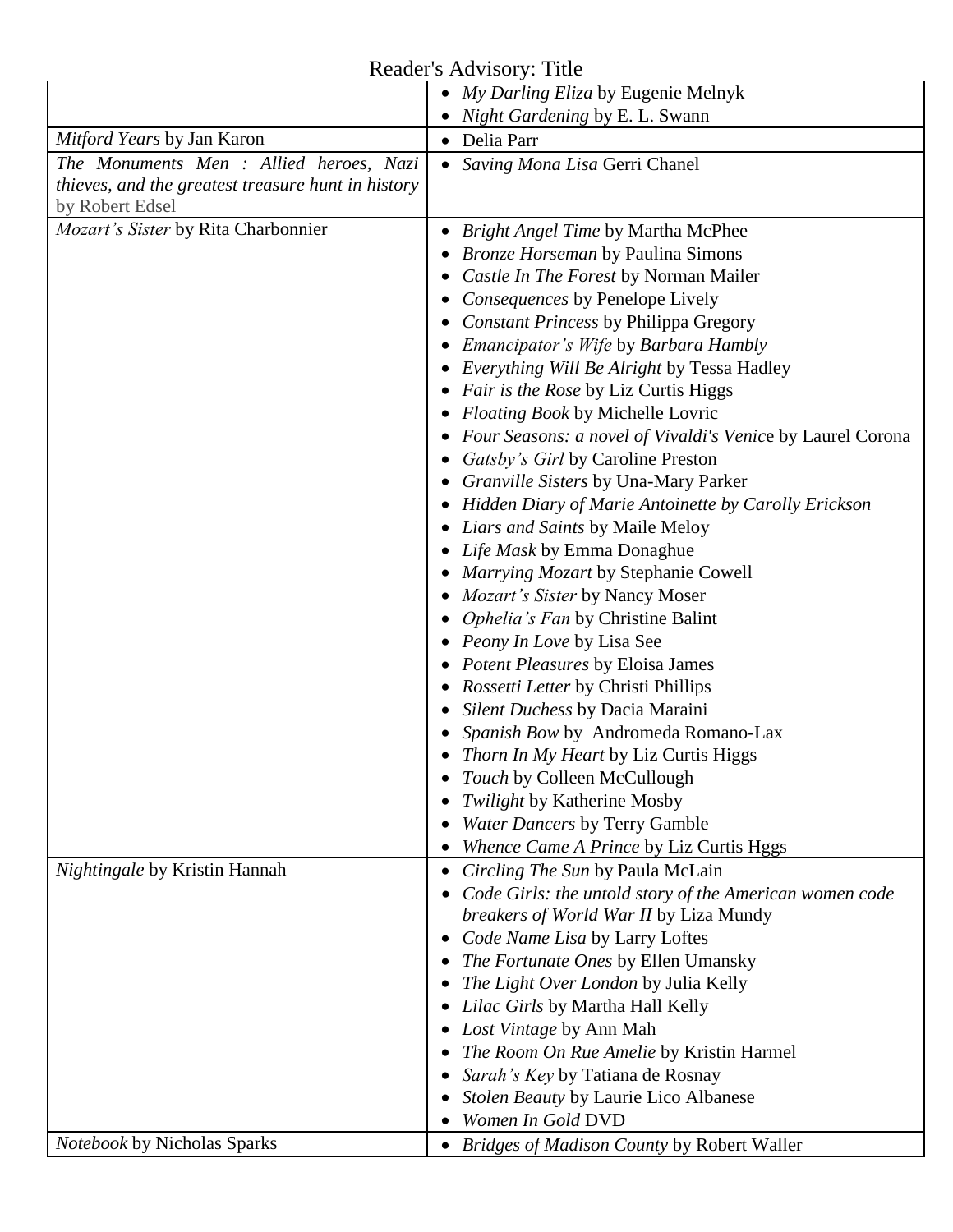# Reader's Advisory: Title

| | |
|---|---|
| | • *My Darling Eliza* by Eugenie Melnyk<br>• *Night Gardening* by E. L. Swann |
| *Mitford Years* by Jan Karon | • Delia Parr |
| *The Monuments Men : Allied heroes, Nazi thieves, and the greatest treasure hunt in history* by Robert Edsel | • *Saving Mona Lisa* Gerri Chanel |
| *Mozart's Sister* by Rita Charbonnier | • *Bright Angel Time* by Martha McPhee<br>• *Bronze Horseman* by Paulina Simons<br>• *Castle In The Forest* by Norman Mailer<br>• *Consequences* by Penelope Lively<br>• *Constant Princess* by Philippa Gregory<br>• *Emancipator's Wife* by *Barbara Hambly*<br>• *Everything Will Be Alright* by Tessa Hadley<br>• *Fair is the Rose* by Liz Curtis Higgs<br>• *Floating Book* by Michelle Lovric<br>• *Four Seasons: a novel of Vivaldi's Venic*e by Laurel Corona<br>• *Gatsby's Girl* by Caroline Preston<br>• *Granville Sisters* by Una-Mary Parker<br>• *Hidden Diary of Marie Antoinette by Carolly Erickson*<br>• *Liars and Saints* by Maile Meloy<br>• *Life Mask* by Emma Donaghue<br>• *Marrying Mozart* by Stephanie Cowell<br>• *Mozart's Sister* by Nancy Moser<br>• *Ophelia's Fan* by Christine Balint<br>• *Peony In Love* by Lisa See<br>• *Potent Pleasures* by Eloisa James<br>• *Rossetti Letter* by Christi Phillips<br>• *Silent Duchess* by Dacia Maraini<br>• *Spanish Bow* by Andromeda Romano-Lax<br>• *Thorn In My Heart* by Liz Curtis Higgs<br>• *Touch* by Colleen McCullough<br>• *Twilight* by Katherine Mosby<br>• *Water Dancers* by Terry Gamble<br>• *Whence Came A Prince* by Liz Curtis Hggs |
| *Nightingale* by Kristin Hannah | • *Circling The Sun* by Paula McLain<br>• *Code Girls: the untold story of the American women code breakers of World War II* by Liza Mundy<br>• *Code Name Lisa* by Larry Loftes<br>• *The Fortunate Ones* by Ellen Umansky<br>• *The Light Over London* by Julia Kelly<br>• *Lilac Girls* by Martha Hall Kelly<br>• *Lost Vintage* by Ann Mah<br>• *The Room On Rue Amelie* by Kristin Harmel<br>• *Sarah's Key* by Tatiana de Rosnay<br>• *Stolen Beauty* by Laurie Lico Albanese<br>• *Women In Gold* DVD |
| *Notebook* by Nicholas Sparks | • *Bridges of Madison County* by Robert Waller |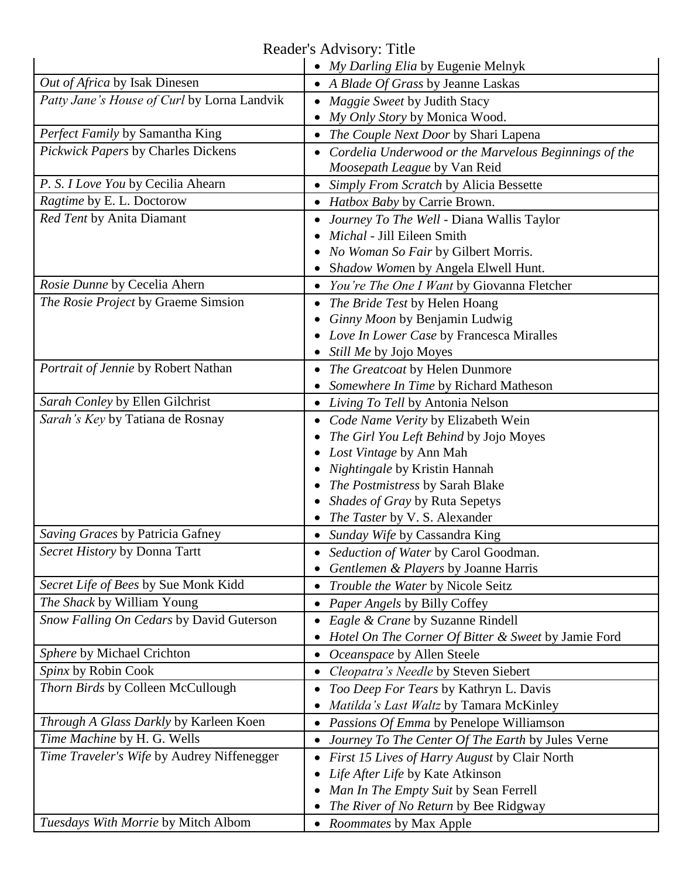| | |
|---|---|
| | • *My Darling Elia* by Eugenie Melnyk |
| *Out of Africa* by Isak Dinesen | • *A Blade Of Grass* by Jeanne Laskas |
| *Patty Jane's House of Curl* by Lorna Landvik | • *Maggie Sweet* by Judith Stacy<br>• *My Only Story* by Monica Wood. |
| *Perfect Family* by Samantha King | • *The Couple Next Door* by Shari Lapena |
| *Pickwick Papers* by Charles Dickens | • *Cordelia Underwood or the Marvelous Beginnings of the Moosepath League* by Van Reid |
| *P. S. I Love You* by Cecilia Ahearn | • *Simply From Scratch* by Alicia Bessette |
| *Ragtime* by E. L. Doctorow | • *Hatbox Baby* by Carrie Brown. |
| *Red Tent* by Anita Diamant | • *Journey To The Well* - Diana Wallis Taylor<br>• *Michal* - Jill Eileen Smith<br>• *No Woman So Fair* by Gilbert Morris.<br>• *Shadow Women* by Angela Elwell Hunt. |
| *Rosie Dunne* by Cecelia Ahern | • *You're The One I Want* by Giovanna Fletcher |
| *The Rosie Project* by Graeme Simsion | • *The Bride Test* by Helen Hoang<br>• *Ginny Moon* by Benjamin Ludwig<br>• *Love In Lower Case* by Francesca Miralles<br>• *Still Me* by Jojo Moyes |
| *Portrait of Jennie* by Robert Nathan | • *The Greatcoat* by Helen Dunmore<br>• *Somewhere In Time* by Richard Matheson |
| *Sarah Conley* by Ellen Gilchrist | • *Living To Tell* by Antonia Nelson |
| *Sarah's Key* by Tatiana de Rosnay | • *Code Name Verity* by Elizabeth Wein<br>• *The Girl You Left Behind* by Jojo Moyes<br>• *Lost Vintage* by Ann Mah<br>• *Nightingale* by Kristin Hannah<br>• *The Postmistress* by Sarah Blake<br>• *Shades of Gray* by Ruta Sepetys<br>• *The Taster* by V. S. Alexander |
| *Saving Graces* by Patricia Gafney | • *Sunday Wife* by Cassandra King |
| *Secret History* by Donna Tartt | • *Seduction of Water* by Carol Goodman.<br>• *Gentlemen & Players* by Joanne Harris |
| *Secret Life of Bees* by Sue Monk Kidd | • *Trouble the Water* by Nicole Seitz |
| *The Shack* by William Young | • *Paper Angels* by Billy Coffey |
| *Snow Falling On Cedars* by David Guterson | • *Eagle & Crane* by Suzanne Rindell<br>• *Hotel On The Corner Of Bitter & Sweet* by Jamie Ford |
| *Sphere* by Michael Crichton | • *Oceanspace* by Allen Steele |
| *Spinx* by Robin Cook | • *Cleopatra's Needle* by Steven Siebert |
| *Thorn Birds* by Colleen McCullough | • *Too Deep For Tears* by Kathryn L. Davis<br>• *Matilda's Last Waltz* by Tamara McKinley |
| *Through A Glass Darkly* by Karleen Koen | • *Passions Of Emma* by Penelope Williamson |
| *Time Machine* by H. G. Wells | • *Journey To The Center Of The Earth* by Jules Verne |
| *Time Traveler's Wife* by Audrey Niffenegger | • *First 15 Lives of Harry August* by Clair North<br>• *Life After Life* by Kate Atkinson<br>• *Man In The Empty Suit* by Sean Ferrell<br>• *The River of No Return* by Bee Ridgway |
| *Tuesdays With Morrie* by Mitch Albom | • *Roommates* by Max Apple |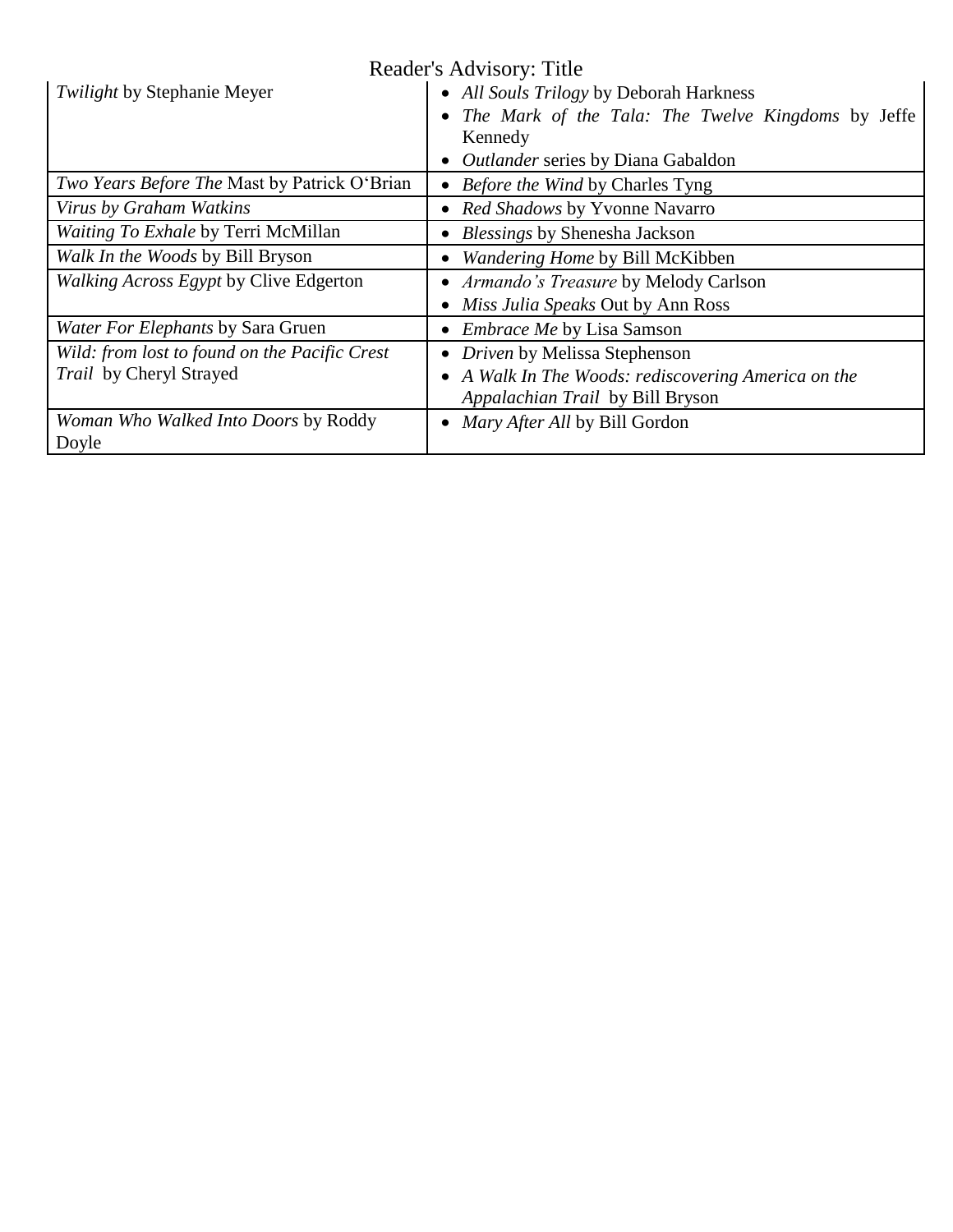| | |
|---|---|
| *Twilight* by Stephanie Meyer | • *All Souls Trilogy* by Deborah Harkness<br>• *The Mark of the Tala: The Twelve Kingdoms* by Jeffe Kennedy<br>• *Outlander* series by Diana Gabaldon |
| *Two Years Before The* Mast by Patrick O'Brian | • *Before the Wind* by Charles Tyng |
| *Virus by Graham Watkins* | • *Red Shadows* by Yvonne Navarro |
| *Waiting To Exhale* by Terri McMillan | • *Blessings* by Shenesha Jackson |
| *Walk In the Woods* by Bill Bryson | • *Wandering Home* by Bill McKibben |
| *Walking Across Egypt* by Clive Edgerton | • *Armando's Treasure* by Melody Carlson<br>• *Miss Julia Speaks* Out by Ann Ross |
| *Water For Elephants* by Sara Gruen | • *Embrace Me* by Lisa Samson |
| *Wild: from lost to found on the Pacific Crest Trail* by Cheryl Strayed | • *Driven* by Melissa Stephenson<br>• *A Walk In The Woods: rediscovering America on the Appalachian Trail* by Bill Bryson |
| *Woman Who Walked Into Doors* by Roddy Doyle | • *Mary After All* by Bill Gordon |